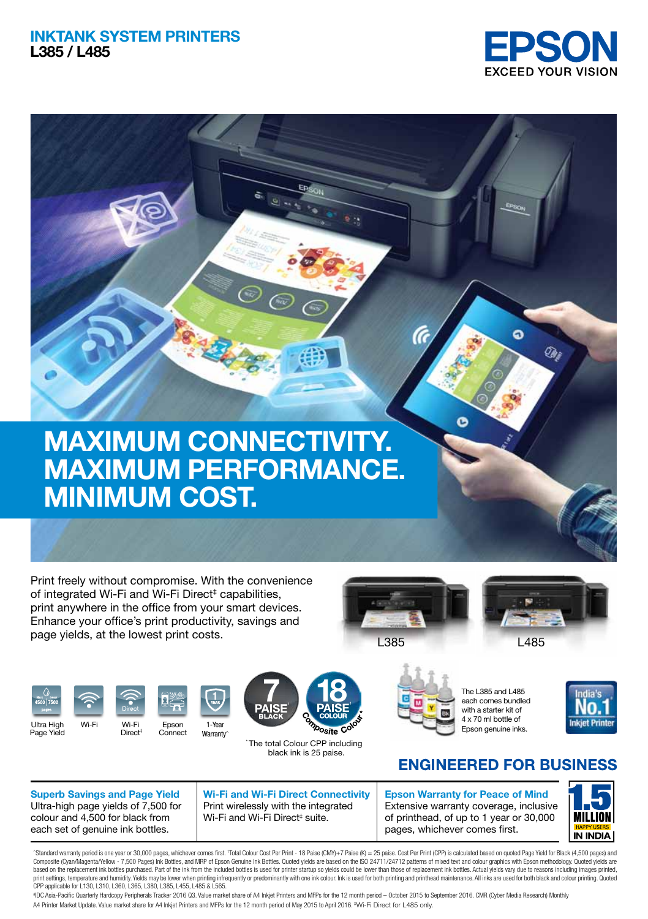# INKTANK SYSTEM PRINTERS
## L385 / L485

EPSON
EXCEED YOUR VISION

# MAXIMUM CONNECTIVITY. MAXIMUM PERFORMANCE. MINIMUM COST.

Print freely without compromise. With the convenience of integrated Wi-Fi and Wi-Fi Direct‡ capabilities, print anywhere in the office from your smart devices. Enhance your office's print productivity, savings and page yields, at the lowest print costs.

L385 L485

- Ultra High Page Yield
- Wi-Fi
- Wi-Fi Direct‡
- Epson Connect
- 1-Year Warranty^

7 PAISE† BLACK — 18 PAISE† COLOUR Composite Colour*

*The total Colour CPP including black ink is 25 paise.

The L385 and L485 each comes bundled with a starter kit of 4 x 70 ml bottle of Epson genuine inks.

India's No.1 Inkjet Printer

## ENGINEERED FOR BUSINESS

**Superb Savings and Page Yield**
Ultra-high page yields of 7,500 for colour and 4,500 for black from each set of genuine ink bottles.

**Wi-Fi and Wi-Fi Direct Connectivity**
Print wirelessly with the integrated Wi-Fi and Wi-Fi Direct‡ suite.

**Epson Warranty for Peace of Mind**
Extensive warranty coverage, inclusive of printhead, of up to 1 year or 30,000 pages, whichever comes first.

1.5 MILLION HAPPY USERS IN INDIA

^Standard warranty period is one year or 30,000 pages, whichever comes first. †Total Colour Cost Per Print - 18 Paise (CMY)+7 Paise (K) = 25 paise. Cost Per Print (CPP) is calculated based on quoted Page Yield for Black (4,500 pages) and Composite (Cyan/Magenta/Yellow - 7,500 Pages) Ink Bottles, and MRP of Epson Genuine Ink Bottles. Quoted yields are based on the ISO 24711/24712 patterns of mixed text and colour graphics with Epson methodology. Quoted yields are based on the replacement ink bottles purchased. Part of the ink from the included bottles is used for printer startup so yields could be lower than those of replacement ink bottles. Actual yields vary due to reasons including images printed, print settings, temperature and humidity. Yields may be lower when printing infrequently or predominantly with one ink colour. Ink is used for both printing and printhead maintenance. All inks are used for both black and colour printing. Quoted CPP applicable for L130, L310, L360, L365, L380, L385, L455, L485 & L565.

#IDC Asia-Pacific Quarterly Hardcopy Peripherals Tracker 2016 Q3. Value market share of A4 Inkjet Printers and MFPs for the 12 month period – October 2015 to September 2016. CMR (Cyber Media Research) Monthly A4 Printer Market Update. Value market share for A4 Inkjet Printers and MFPs for the 12 month period of May 2015 to April 2016. ‡Wi-Fi Direct for L485 only.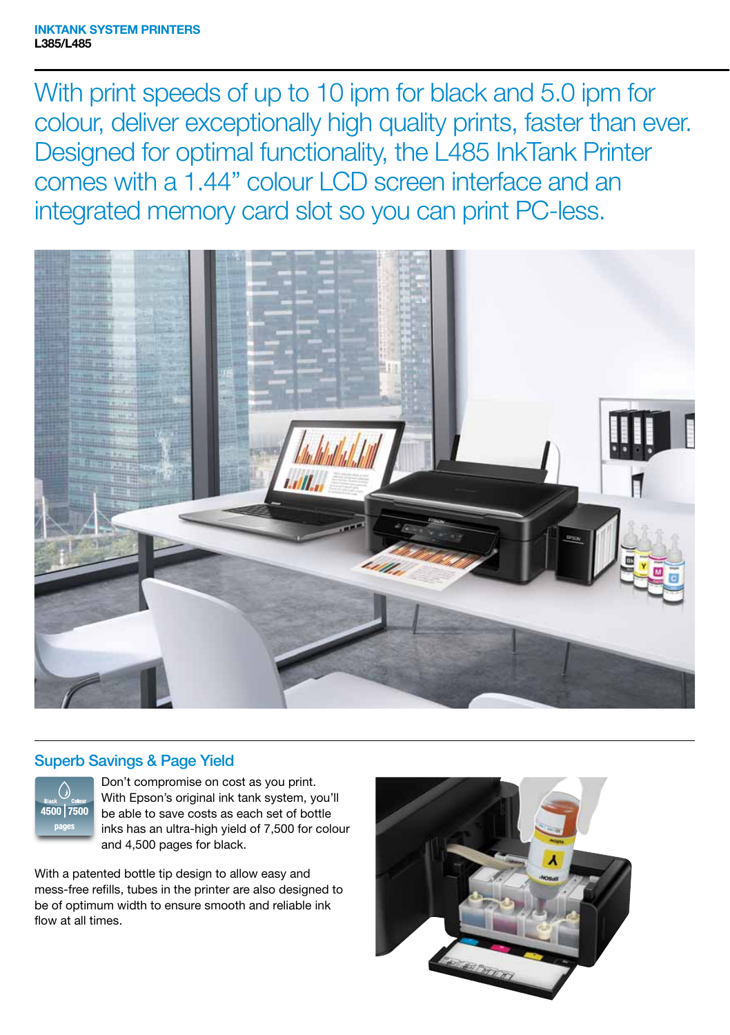**INKTANK SYSTEM PRINTERS**
**L385/L485**

With print speeds of up to 10 ipm for black and 5.0 ipm for colour, deliver exceptionally high quality prints, faster than ever. Designed for optimal functionality, the L485 InkTank Printer comes with a 1.44" colour LCD screen interface and an integrated memory card slot so you can print PC-less.

## Superb Savings & Page Yield

Black 4500 | Colour 7500 pages

Don't compromise on cost as you print. With Epson's original ink tank system, you'll be able to save costs as each set of bottle inks has an ultra-high yield of 7,500 for colour and 4,500 pages for black.

With a patented bottle tip design to allow easy and mess-free refills, tubes in the printer are also designed to be of optimum width to ensure smooth and reliable ink flow at all times.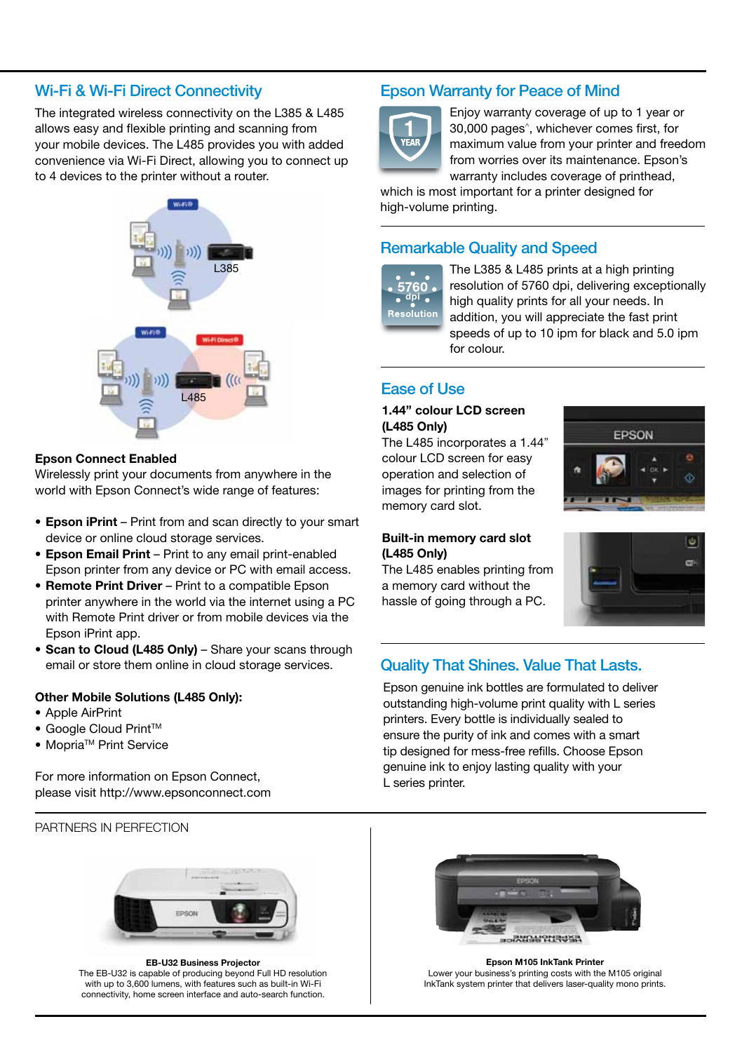## Wi-Fi & Wi-Fi Direct Connectivity

The integrated wireless connectivity on the L385 & L485 allows easy and flexible printing and scanning from your mobile devices. The L485 provides you with added convenience via Wi-Fi Direct, allowing you to connect up to 4 devices to the printer without a router.

**Epson Connect Enabled**
Wirelessly print your documents from anywhere in the world with Epson Connect's wide range of features:

- **Epson iPrint** – Print from and scan directly to your smart device or online cloud storage services.
- **Epson Email Print** – Print to any email print-enabled Epson printer from any device or PC with email access.
- **Remote Print Driver** – Print to a compatible Epson printer anywhere in the world via the internet using a PC with Remote Print driver or from mobile devices via the Epson iPrint app.
- **Scan to Cloud (L485 Only)** – Share your scans through email or store them online in cloud storage services.

**Other Mobile Solutions (L485 Only):**

- Apple AirPrint
- Google Cloud Print™
- Mopria™ Print Service

For more information on Epson Connect, please visit http://www.epsonconnect.com

## Epson Warranty for Peace of Mind

Enjoy warranty coverage of up to 1 year or 30,000 pages^, whichever comes first, for maximum value from your printer and freedom from worries over its maintenance. Epson's warranty includes coverage of printhead, which is most important for a printer designed for high-volume printing.

## Remarkable Quality and Speed

The L385 & L485 prints at a high printing resolution of 5760 dpi, delivering exceptionally high quality prints for all your needs. In addition, you will appreciate the fast print speeds of up to 10 ipm for black and 5.0 ipm for colour.

## Ease of Use

**1.44" colour LCD screen (L485 Only)**
The L485 incorporates a 1.44" colour LCD screen for easy operation and selection of images for printing from the memory card slot.

**Built-in memory card slot (L485 Only)**
The L485 enables printing from a memory card without the hassle of going through a PC.

## Quality That Shines. Value That Lasts.

Epson genuine ink bottles are formulated to deliver outstanding high-volume print quality with L series printers. Every bottle is individually sealed to ensure the purity of ink and comes with a smart tip designed for mess-free refills. Choose Epson genuine ink to enjoy lasting quality with your L series printer.

PARTNERS IN PERFECTION

**EB-U32 Business Projector**
The EB-U32 is capable of producing beyond Full HD resolution with up to 3,600 lumens, with features such as built-in Wi-Fi connectivity, home screen interface and auto-search function.

**Epson M105 InkTank Printer**
Lower your business's printing costs with the M105 original InkTank system printer that delivers laser-quality mono prints.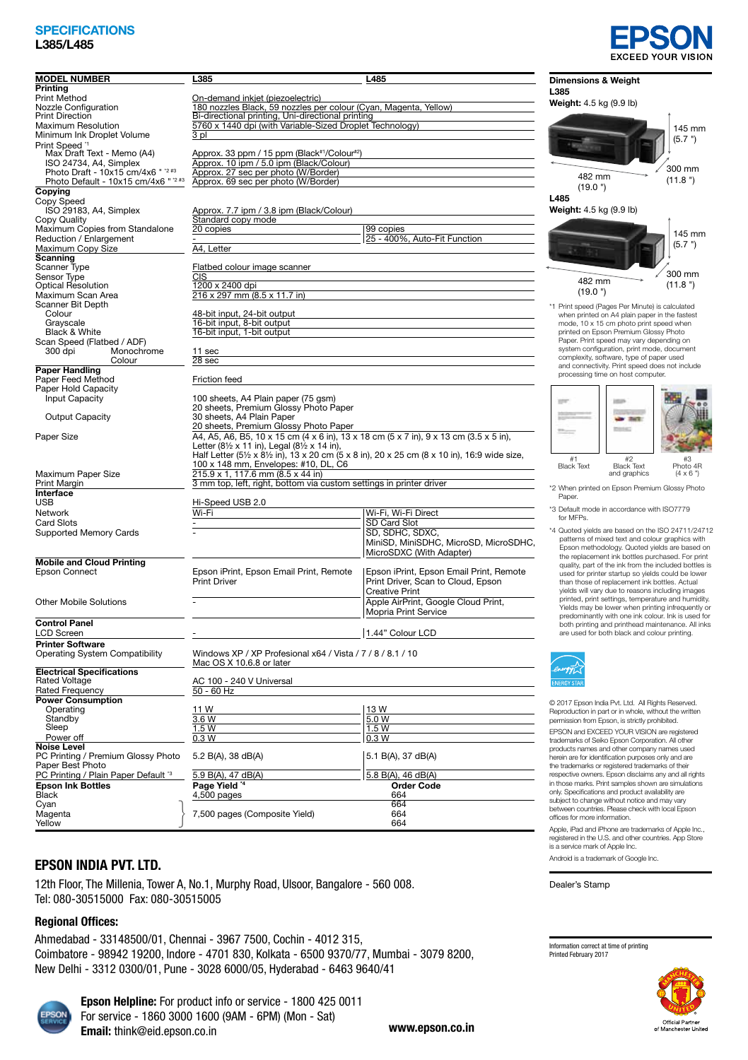# SPECIFICATIONS
## L385/L485

EPSON
EXCEED YOUR VISION

| MODEL NUMBER | L385 | L485 |
|---|---|---|
| **Printing** | | |
| Print Method | On-demand inkjet (piezoelectric) | |
| Nozzle Configuration | 180 nozzles Black, 59 nozzles per colour (Cyan, Magenta, Yellow) | |
| Print Direction | Bi-directional printing, Uni-directional printing | |
| Maximum Resolution | 5760 x 1440 dpi (with Variable-Sized Droplet Technology) | |
| Minimum Ink Droplet Volume | 3 pl | |
| Print Speed *1 | | |
| Max Draft Text - Memo (A4) | Approx. 33 ppm / 15 ppm (Black*1/Colour*2) | |
| ISO 24734, A4, Simplex | Approx. 10 ipm / 5.0 ipm (Black/Colour) | |
| Photo Draft - 10x15 cm/4x6 " *2 *3 | Approx. 27 sec per photo (W/Border) | |
| Photo Default - 10x15 cm/4x6 " *2 *3 | Approx. 69 sec per photo (W/Border) | |
| **Copying** | | |
| Copy Speed | | |
| ISO 29183, A4, Simplex | Approx. 7.7 ipm / 3.8 ipm (Black/Colour) | |
| Copy Quality | Standard copy mode | |
| Maximum Copies from Standalone | 20 copies | 99 copies |
| Reduction / Enlargement | - | 25 - 400%, Auto-Fit Function |
| Maximum Copy Size | A4, Letter | |
| **Scanning** | | |
| Scanner Type | Flatbed colour image scanner | |
| Sensor Type | CIS | |
| Optical Resolution | 1200 x 2400 dpi | |
| Maximum Scan Area | 216 x 297 mm (8.5 x 11.7 in) | |
| Scanner Bit Depth | | |
| Colour | 48-bit input, 24-bit output | |
| Grayscale | 16-bit input, 8-bit output | |
| Black & White | 16-bit input, 1-bit output | |
| Scan Speed (Flatbed / ADF) | | |
| 300 dpi Monochrome | 11 sec | |
| 300 dpi Colour | 28 sec | |
| **Paper Handling** | | |
| Paper Feed Method | Friction feed | |
| Paper Hold Capacity | | |
| Input Capacity | 100 sheets, A4 Plain paper (75 gsm)<br>20 sheets, Premium Glossy Photo Paper | |
| Output Capacity | 30 sheets, A4 Plain Paper<br>20 sheets, Premium Glossy Photo Paper | |
| Paper Size | A4, A5, A6, B5, 10 x 15 cm (4 x 6 in), 13 x 18 cm (5 x 7 in), 9 x 13 cm (3.5 x 5 in), Letter (8½ x 11 in), Legal (8½ x 14 in), Half Letter (5½ x 8½ in), 13 x 20 cm (5 x 8 in), 20 x 25 cm (8 x 10 in), 16:9 wide size, 100 x 148 mm, Envelopes: #10, DL, C6 | |
| Maximum Paper Size | 215.9 x 1, 117.6 mm (8.5 x 44 in) | |
| Print Margin | 3 mm top, left, right, bottom via custom settings in printer driver | |
| **Interface** | | |
| USB | Hi-Speed USB 2.0 | |
| Network | Wi-Fi | Wi-Fi, Wi-Fi Direct |
| Card Slots | - | SD Card Slot |
| Supported Memory Cards | - | SD, SDHC, SDXC, MiniSD, MiniSDHC, MicroSD, MicroSDHC, MicroSDXC (With Adapter) |
| **Mobile and Cloud Printing** | | |
| Epson Connect | Epson iPrint, Epson Email Print, Remote Print Driver | Epson iPrint, Epson Email Print, Remote Print Driver, Scan to Cloud, Epson Creative Print |
| Other Mobile Solutions | - | Apple AirPrint, Google Cloud Print, Mopria Print Service |
| **Control Panel** | | |
| LCD Screen | - | 1.44" Colour LCD |
| **Printer Software** | | |
| Operating System Compatibility | Windows XP / XP Profesional x64 / Vista / 7 / 8 / 8.1 / 10<br>Mac OS X 10.6.8 or later | |
| **Electrical Specifications** | | |
| Rated Voltage | AC 100 - 240 V Universal | |
| Rated Frequency | 50 - 60 Hz | |
| **Power Consumption** | | |
| Operating | 11 W | 13 W |
| Standby | 3.6 W | 5.0 W |
| Sleep | 1.5 W | 1.5 W |
| Power off | 0.3 W | 0.3 W |
| **Noise Level** | | |
| PC Printing / Premium Glossy Photo Paper Best Photo | 5.2 B(A), 38 dB(A) | 5.1 B(A), 37 dB(A) |
| PC Printing / Plain Paper Default *3 | 5.9 B(A), 47 dB(A) | 5.8 B(A), 46 dB(A) |

| Epson Ink Bottles | Page Yield *4 | Order Code |
|---|---|---|
| Black | 4,500 pages | 664 |
| Cyan | 7,500 pages (Composite Yield) | 664 |
| Magenta | | 664 |
| Yellow | | 664 |

**Dimensions & Weight**

**L385**
**Weight:** 4.5 kg (9.9 lb)
145 mm (5.7 ")
300 mm (11.8 ")
482 mm (19.0 ")

**L485**
**Weight:** 4.5 kg (9.9 lb)
145 mm (5.7 ")
300 mm (11.8 ")
482 mm (19.0 ")

*1 Print speed (Pages Per Minute) is calculated when printed on A4 plain paper in the fastest mode, 10 x 15 cm photo print speed when printed on Epson Premium Glossy Photo Paper. Print speed may vary depending on system configuration, print mode, document complexity, software, type of paper used and connectivity. Print speed does not include processing time on host computer.

#1 Black Text
#2 Black Text and graphics
#3 Photo 4R (4 x 6 ")

*2 When printed on Epson Premium Glossy Photo Paper.

*3 Default mode in accordance with ISO7779 for MFPs.

*4 Quoted yields are based on the ISO 24711/24712 patterns of mixed text and colour graphics with Epson methodology. Quoted yields are based on the replacement ink bottles purchased. For print quality, part of the ink from the included bottles is used for printer startup so yields could be lower than those of replacement ink bottles. Actual yields will vary due to reasons including images printed, print settings, temperature and humidity. Yields may be lower when printing infrequently or predominantly with one ink colour. Ink is used for both printing and printhead maintenance. All inks are used for both black and colour printing.

ENERGY STAR

© 2017 Epson India Pvt. Ltd. All Rights Reserved. Reproduction in part or in whole, without the written permission from Epson, is strictly prohibited.

EPSON and EXCEED YOUR VISION are registered trademarks of Seiko Epson Corporation. All other products names and other company names used herein are for identification purposes only and are the trademarks or registered trademarks of their respective owners. Epson disclaims any and all rights in those marks. Print samples shown are simulations only. Specifications and product availability are subject to change without notice and may vary between countries. Please check with local Epson offices for more information.

Apple, iPad and iPhone are trademarks of Apple Inc., registered in the U.S. and other countries. App Store is a service mark of Apple Inc.

Android is a trademark of Google Inc.

Dealer's Stamp

Information correct at time of printing
Printed February 2017

Official Partner of Manchester United

## EPSON INDIA PVT. LTD.

12th Floor, The Millenia, Tower A, No.1, Murphy Road, Ulsoor, Bangalore - 560 008.
Tel: 080-30515000 Fax: 080-30515005

### Regional Offices:

Ahmedabad - 33148500/01, Chennai - 3967 7500, Cochin - 4012 315,
Coimbatore - 98942 19200, Indore - 4701 830, Kolkata - 6500 9370/77, Mumbai - 3079 8200,
New Delhi - 3312 0300/01, Pune - 3028 6000/05, Hyderabad - 6463 9640/41

**Epson Helpline:** For product info or service - 1800 425 0011
For service - 1860 3000 1600 (9AM - 6PM) (Mon - Sat)
**Email:** think@eid.epson.co.in

**www.epson.co.in**